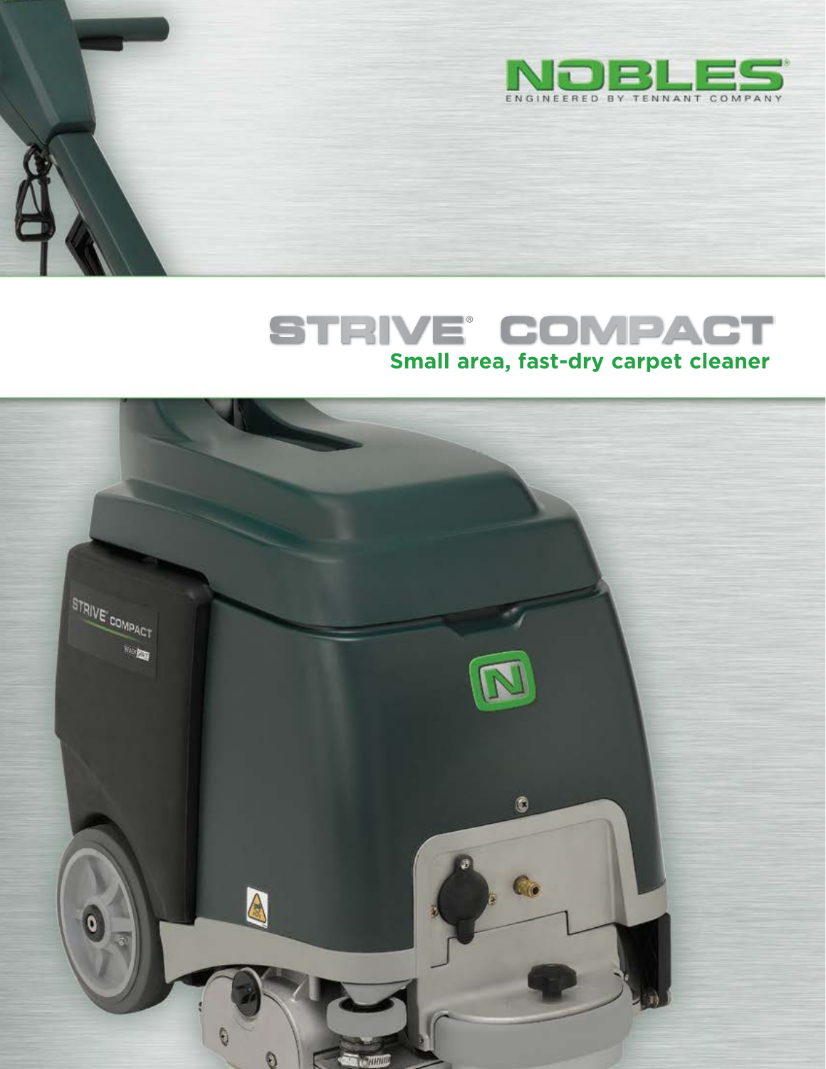NOBLES®

ENGINEERED BY TENNANT COMPANY

# STRIVE® COMPACT

**Small area, fast-dry carpet cleaner**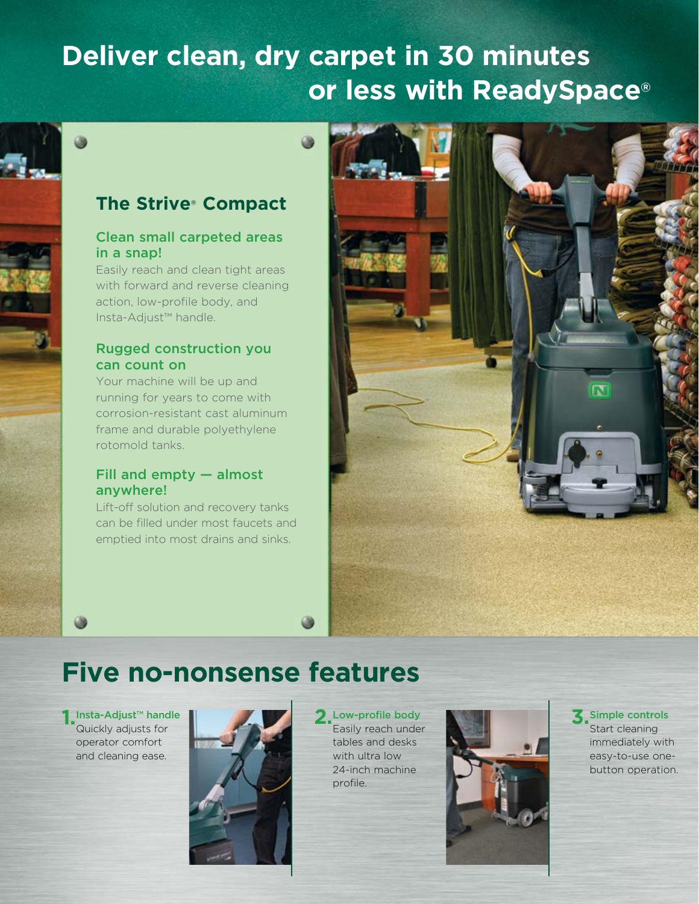# Deliver clean, dry carpet in 30 minutes or less with ReadySpace®

## The Strive® Compact

### Clean small carpeted areas in a snap!

Easily reach and clean tight areas with forward and reverse cleaning action, low-profile body, and Insta-Adjust™ handle.

### Rugged construction you can count on

Your machine will be up and running for years to come with corrosion-resistant cast aluminum frame and durable polyethylene rotomold tanks.

### Fill and empty — almost anywhere!

Lift-off solution and recovery tanks can be filled under most faucets and emptied into most drains and sinks.

# Five no-nonsense features

**1. Insta-Adjust™ handle**
Quickly adjusts for operator comfort and cleaning ease.

**2. Low-profile body**
Easily reach under tables and desks with ultra low 24-inch machine profile.

**3. Simple controls**
Start cleaning immediately with easy-to-use one-button operation.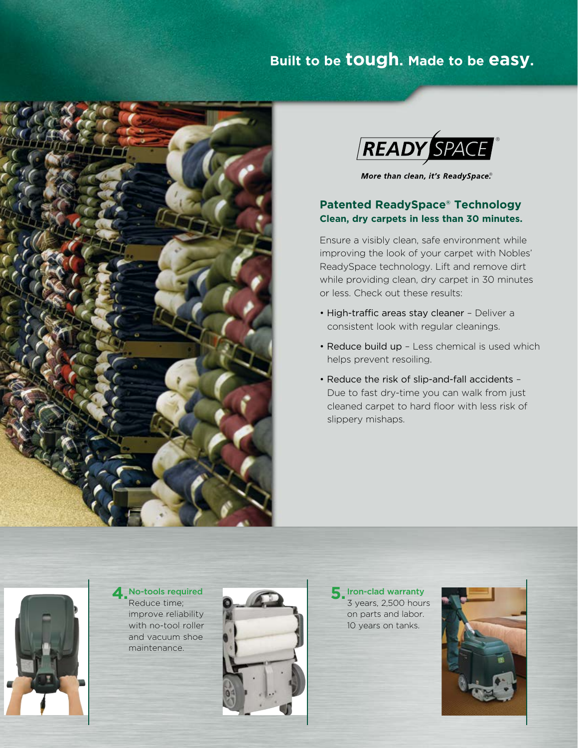# Built to be **tough**. Made to be **easy**.

READY SPACE

*More than clean, it's ReadySpace.*®

## Patented ReadySpace® Technology

**Clean, dry carpets in less than 30 minutes.**

Ensure a visibly clean, safe environment while improving the look of your carpet with Nobles' ReadySpace technology. Lift and remove dirt while providing clean, dry carpet in 30 minutes or less. Check out these results:

- High-traffic areas stay cleaner – Deliver a consistent look with regular cleanings.
- Reduce build up – Less chemical is used which helps prevent resoiling.
- Reduce the risk of slip-and-fall accidents – Due to fast dry-time you can walk from just cleaned carpet to hard floor with less risk of slippery mishaps.

**4. No-tools required**
Reduce time; improve reliability with no-tool roller and vacuum shoe maintenance.

**5. Iron-clad warranty**
3 years, 2,500 hours on parts and labor. 10 years on tanks.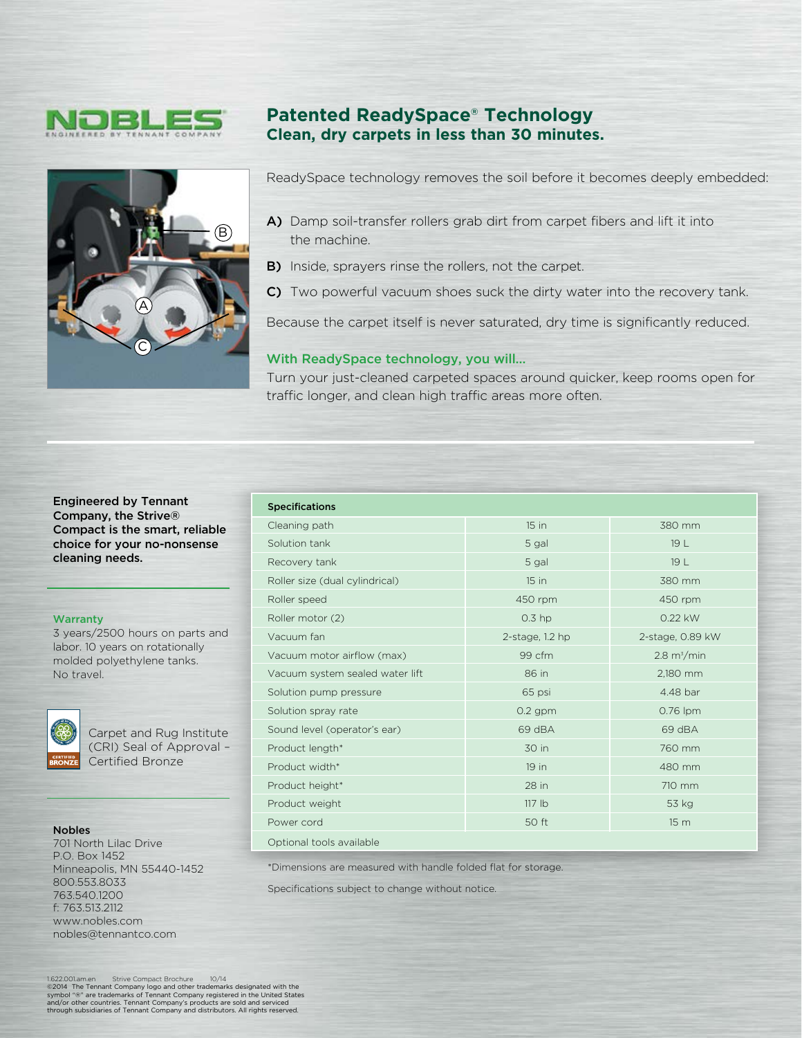NOBLES
ENGINEERED BY TENNANT COMPANY

## Patented ReadySpace® Technology
### Clean, dry carpets in less than 30 minutes.

ReadySpace technology removes the soil before it becomes deeply embedded:

**A)** Damp soil-transfer rollers grab dirt from carpet fibers and lift it into the machine.

**B)** Inside, sprayers rinse the rollers, not the carpet.

**C)** Two powerful vacuum shoes suck the dirty water into the recovery tank.

Because the carpet itself is never saturated, dry time is significantly reduced.

### With ReadySpace technology, you will...

Turn your just-cleaned carpeted spaces around quicker, keep rooms open for traffic longer, and clean high traffic areas more often.

**Engineered by Tennant Company, the Strive® Compact is the smart, reliable choice for your no-nonsense cleaning needs.**

### Warranty

3 years/2500 hours on parts and labor. 10 years on rotationally molded polyethylene tanks. No travel.

Carpet and Rug Institute (CRI) Seal of Approval – Certified Bronze

| Specifications | | |
|---|---|---|
| Cleaning path | 15 in | 380 mm |
| Solution tank | 5 gal | 19 L |
| Recovery tank | 5 gal | 19 L |
| Roller size (dual cylindrical) | 15 in | 380 mm |
| Roller speed | 450 rpm | 450 rpm |
| Roller motor (2) | 0.3 hp | 0.22 kW |
| Vacuum fan | 2-stage, 1.2 hp | 2-stage, 0.89 kW |
| Vacuum motor airflow (max) | 99 cfm | 2.8 m³/min |
| Vacuum system sealed water lift | 86 in | 2,180 mm |
| Solution pump pressure | 65 psi | 4.48 bar |
| Solution spray rate | 0.2 gpm | 0.76 lpm |
| Sound level (operator's ear) | 69 dBA | 69 dBA |
| Product length* | 30 in | 760 mm |
| Product width* | 19 in | 480 mm |
| Product height* | 28 in | 710 mm |
| Product weight | 117 lb | 53 kg |
| Power cord | 50 ft | 15 m |
| Optional tools available | | |

*Dimensions are measured with handle folded flat for storage.

Specifications subject to change without notice.

**Nobles**
701 North Lilac Drive
P.O. Box 1452
Minneapolis, MN 55440-1452
800.553.8033
763.540.1200
f: 763.513.2112
www.nobles.com
nobles@tennantco.com

1.622.001.am.en Strive Compact Brochure 10/14
©2014 The Tennant Company logo and other trademarks designated with the symbol "®" are trademarks of Tennant Company registered in the United States and/or other countries. Tennant Company's products are sold and serviced through subsidiaries of Tennant Company and distributors. All rights reserved.